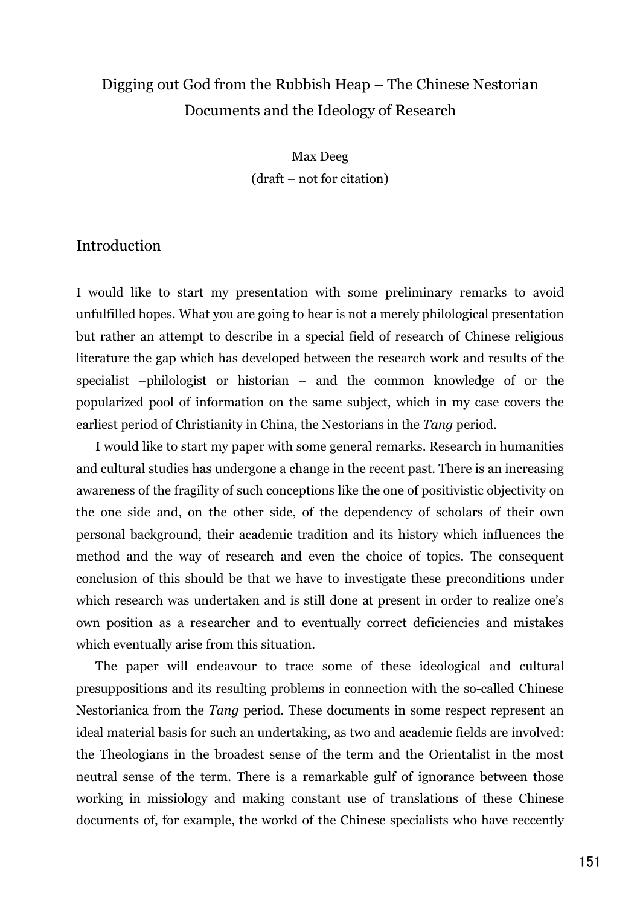# Digging out God from the Rubbish Heap – The Chinese Nestorian Documents and the Ideology of Research

Max Deeg

(draft – not for citation)

## Introduction

I would like to start my presentation with some preliminary remarks to avoid unfulfilled hopes. What you are going to hear is not a merely philological presentation but rather an attempt to describe in a special field of research of Chinese religious literature the gap which has developed between the research work and results of the specialist –philologist or historian – and the common knowledge of or the popularized pool of information on the same subject, which in my case covers the earliest period of Christianity in China, the Nestorians in the *Tang* period.

I would like to start my paper with some general remarks. Research in humanities and cultural studies has undergone a change in the recent past. There is an increasing awareness of the fragility of such conceptions like the one of positivistic objectivity on the one side and, on the other side, of the dependency of scholars of their own personal background, their academic tradition and its history which influences the method and the way of research and even the choice of topics. The consequent conclusion of this should be that we have to investigate these preconditions under which research was undertaken and is still done at present in order to realize one's own position as a researcher and to eventually correct deficiencies and mistakes which eventually arise from this situation.

The paper will endeavour to trace some of these ideological and cultural presuppositions and its resulting problems in connection with the so-called Chinese Nestorianica from the *Tang* period. These documents in some respect represent an ideal material basis for such an undertaking, as two and academic fields are involved: the Theologians in the broadest sense of the term and the Orientalist in the most neutral sense of the term. There is a remarkable gulf of ignorance between those working in missiology and making constant use of translations of these Chinese documents of, for example, the workd of the Chinese specialists who have reccently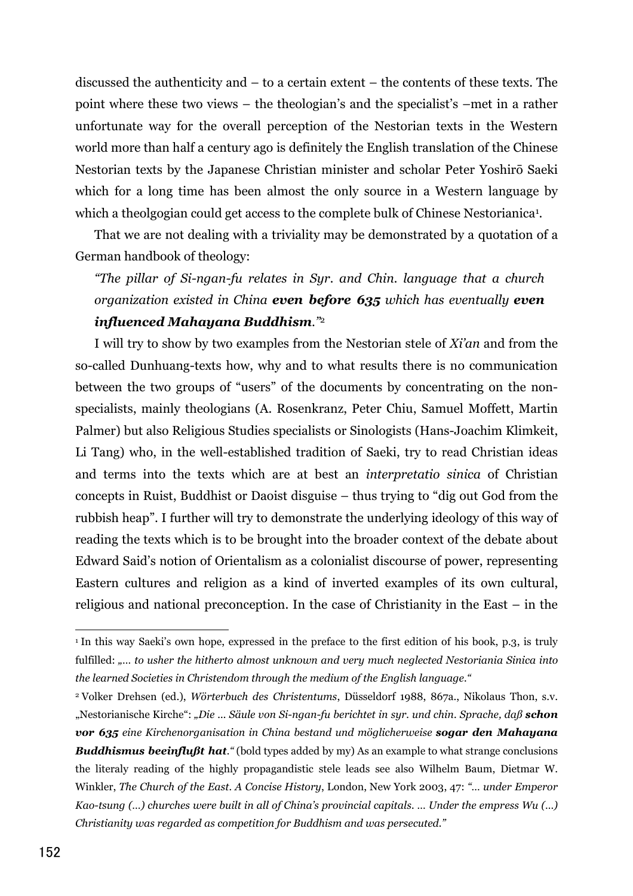discussed the authenticity and – to a certain extent – the contents of these texts. The point where these two views – the theologian's and the specialist's –met in a rather unfortunate way for the overall perception of the Nestorian texts in the Western world more than half a century ago is definitely the English translation of the Chinese Nestorian texts by the Japanese Christian minister and scholar Peter Yoshirō Saeki which for a long time has been almost the only source in a Western language by which a theolgogian could get access to the complete bulk of Chinese Nestorianica[1].

That we are not dealing with a triviality may be demonstrated by a quotation of a German handbook of theology:

> *"The pillar of Si-ngan-fu relates in Syr. and Chin. language that a church organization existed in China* ***even before 635*** *which has eventually* ***even influenced Mahayana Buddhism****."*[2]

I will try to show by two examples from the Nestorian stele of *Xi'an* and from the so-called Dunhuang-texts how, why and to what results there is no communication between the two groups of "users" of the documents by concentrating on the non-specialists, mainly theologians (A. Rosenkranz, Peter Chiu, Samuel Moffett, Martin Palmer) but also Religious Studies specialists or Sinologists (Hans-Joachim Klimkeit, Li Tang) who, in the well-established tradition of Saeki, try to read Christian ideas and terms into the texts which are at best an *interpretatio sinica* of Christian concepts in Ruist, Buddhist or Daoist disguise – thus trying to "dig out God from the rubbish heap". I further will try to demonstrate the underlying ideology of this way of reading the texts which is to be brought into the broader context of the debate about Edward Said's notion of Orientalism as a colonialist discourse of power, representing Eastern cultures and religion as a kind of inverted examples of its own cultural, religious and national preconception. In the case of Christianity in the East – in the

---

[1] In this way Saeki's own hope, expressed in the preface to the first edition of his book, p.3, is truly fulfilled: *„… to usher the hitherto almost unknown and very much neglected Nestoriania Sinica into the learned Societies in Christendom through the medium of the English language."*

[2] Volker Drehsen (ed.), *Wörterbuch des Christentums*, Düsseldorf 1988, 867a., Nikolaus Thon, s.v. „Nestorianische Kirche": *„Die … Säule von Si-ngan-fu berichtet in syr. und chin. Sprache, daß* ***schon vor 635*** *eine Kirchenorganisation in China bestand und möglicherweise* ***sogar den Mahayana Buddhismus beeinflußt hat****."* (bold types added by my) As an example to what strange conclusions the literaly reading of the highly propagandistic stele leads see also Wilhelm Baum, Dietmar W. Winkler, *The Church of the East. A Concise History*, London, New York 2003, 47: *"… under Emperor Kao-tsung (…) churches were built in all of China's provincial capitals. … Under the empress Wu (…) Christianity was regarded as competition for Buddhism and was persecuted."*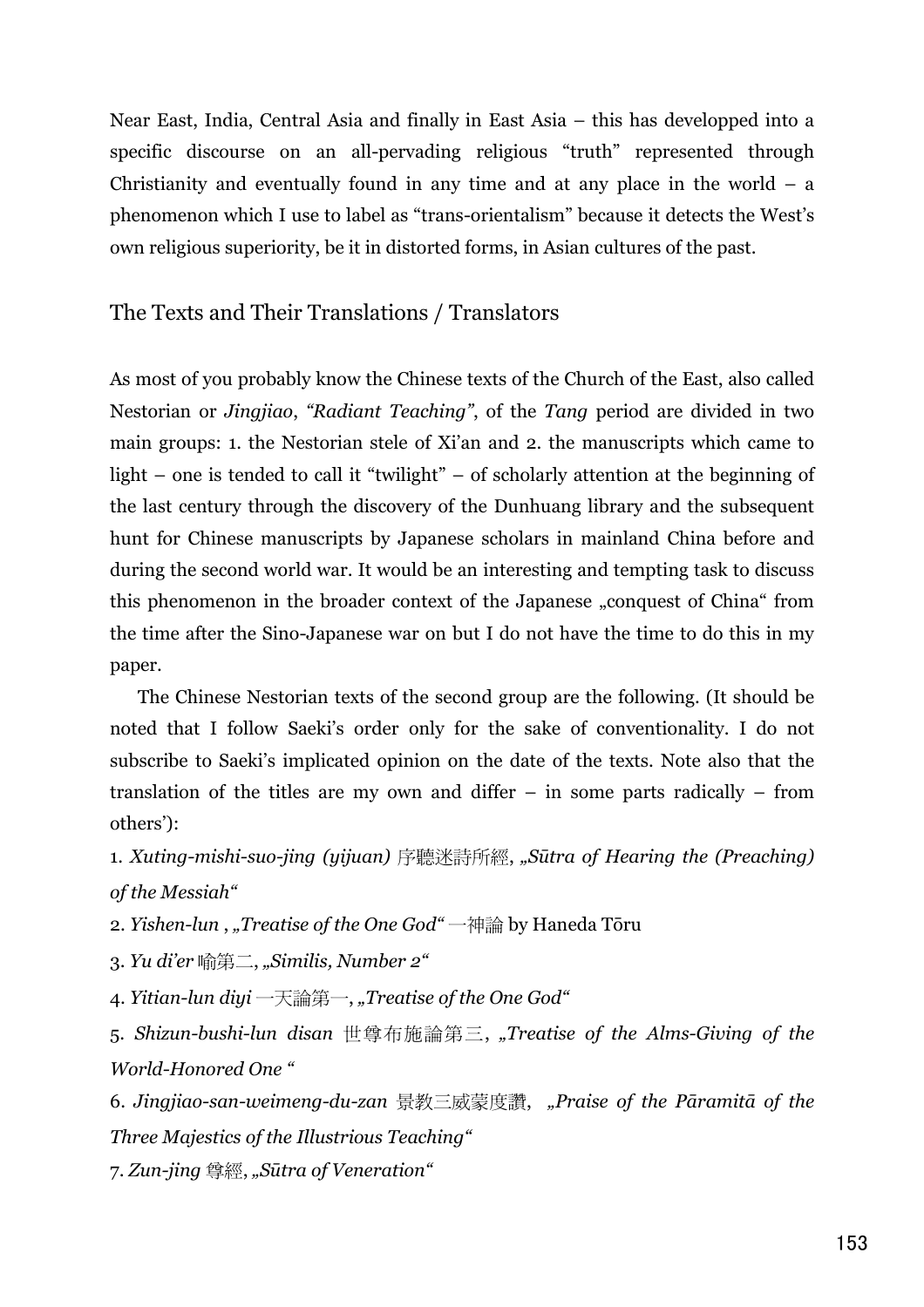Near East, India, Central Asia and finally in East Asia – this has developped into a specific discourse on an all-pervading religious "truth" represented through Christianity and eventually found in any time and at any place in the world – a phenomenon which I use to label as "trans-orientalism" because it detects the West's own religious superiority, be it in distorted forms, in Asian cultures of the past.

## The Texts and Their Translations / Translators

As most of you probably know the Chinese texts of the Church of the East, also called Nestorian or *Jingjiao*, *"Radiant Teaching"*, of the *Tang* period are divided in two main groups: 1. the Nestorian stele of Xi'an and 2. the manuscripts which came to light – one is tended to call it "twilight" – of scholarly attention at the beginning of the last century through the discovery of the Dunhuang library and the subsequent hunt for Chinese manuscripts by Japanese scholars in mainland China before and during the second world war. It would be an interesting and tempting task to discuss this phenomenon in the broader context of the Japanese „conquest of China" from the time after the Sino-Japanese war on but I do not have the time to do this in my paper.

The Chinese Nestorian texts of the second group are the following. (It should be noted that I follow Saeki's order only for the sake of conventionality. I do not subscribe to Saeki's implicated opinion on the date of the texts. Note also that the translation of the titles are my own and differ – in some parts radically – from others'):

1. *Xuting-mishi-suo-jing (yijuan)* 序聽迷詩所經, *„Sūtra of Hearing the (Preaching) of the Messiah"*
2. *Yishen-lun* , *„Treatise of the One God"* 一神論 by Haneda Tōru
3. *Yu di'er* 喻第二, *„Similis, Number 2"*
4. *Yitian-lun diyi* 一天論第一, *„Treatise of the One God"*
5. *Shizun-bushi-lun disan* 世尊布施論第三, *„Treatise of the Alms-Giving of the World-Honored One "*
6. *Jingjiao-san-weimeng-du-zan* 景教三威蒙度讚, *„Praise of the Pāramitā of the Three Majestics of the Illustrious Teaching"*
7. *Zun-jing* 尊經, *„Sūtra of Veneration"*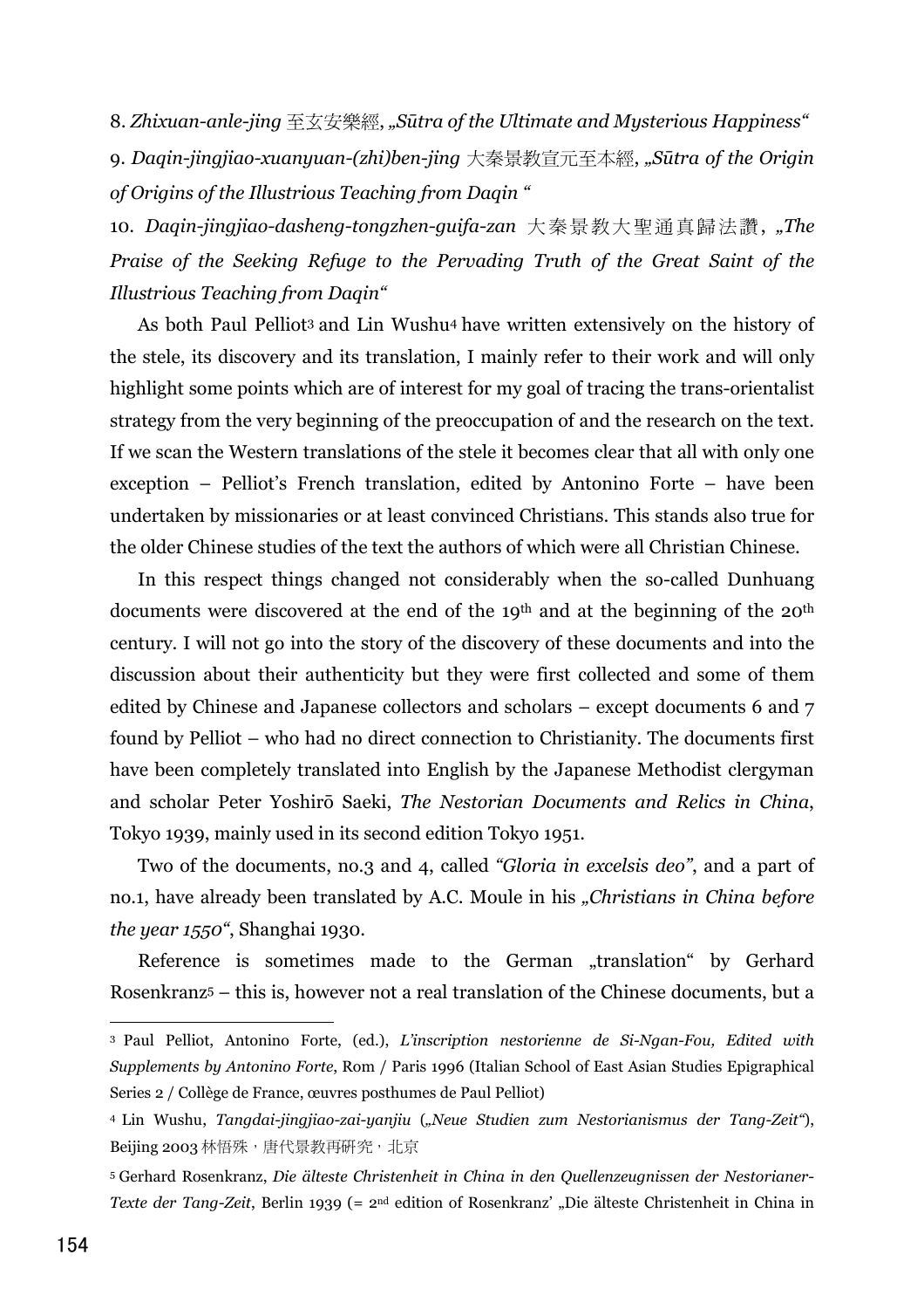8. *Zhixuan-anle-jing* 至玄安樂經, *„Sūtra of the Ultimate and Mysterious Happiness“*

9. *Daqin-jingjiao-xuanyuan-(zhi)ben-jing* 大秦景教宣元至本經, *„Sūtra of the Origin of Origins of the Illustrious Teaching from Daqin “*

10. *Daqin-jingjiao-dasheng-tongzhen-guifa-zan* 大秦景教大聖通真歸法讃, *„The Praise of the Seeking Refuge to the Pervading Truth of the Great Saint of the Illustrious Teaching from Daqin“*

As both Paul Pelliot[3] and Lin Wushu[4] have written extensively on the history of the stele, its discovery and its translation, I mainly refer to their work and will only highlight some points which are of interest for my goal of tracing the trans-orientalist strategy from the very beginning of the preoccupation of and the research on the text. If we scan the Western translations of the stele it becomes clear that all with only one exception – Pelliot's French translation, edited by Antonino Forte – have been undertaken by missionaries or at least convinced Christians. This stands also true for the older Chinese studies of the text the authors of which were all Christian Chinese.

In this respect things changed not considerably when the so-called Dunhuang documents were discovered at the end of the 19th and at the beginning of the 20th century. I will not go into the story of the discovery of these documents and into the discussion about their authenticity but they were first collected and some of them edited by Chinese and Japanese collectors and scholars – except documents 6 and 7 found by Pelliot – who had no direct connection to Christianity. The documents first have been completely translated into English by the Japanese Methodist clergyman and scholar Peter Yoshirō Saeki, *The Nestorian Documents and Relics in China*, Tokyo 1939, mainly used in its second edition Tokyo 1951.

Two of the documents, no.3 and 4, called *“Gloria in excelsis deo”*, and a part of no.1, have already been translated by A.C. Moule in his *„Christians in China before the year 1550“*, Shanghai 1930.

Reference is sometimes made to the German „translation“ by Gerhard Rosenkranz[5] – this is, however not a real translation of the Chinese documents, but a

---

[3] Paul Pelliot, Antonino Forte, (ed.), *L'inscription nestorienne de Si-Ngan-Fou, Edited with Supplements by Antonino Forte*, Rom / Paris 1996 (Italian School of East Asian Studies Epigraphical Series 2 / Collège de France, œuvres posthumes de Paul Pelliot)

[4] Lin Wushu, *Tangdai-jingjiao-zai-yanjiu* (*„Neue Studien zum Nestorianismus der Tang-Zeit“*), Beijing 2003 林悟殊，唐代景教再研究，北京

[5] Gerhard Rosenkranz, *Die älteste Christenheit in China in den Quellenzeugnissen der Nestorianer-Texte der Tang-Zeit*, Berlin 1939 (= 2nd edition of Rosenkranz' „Die älteste Christenheit in China in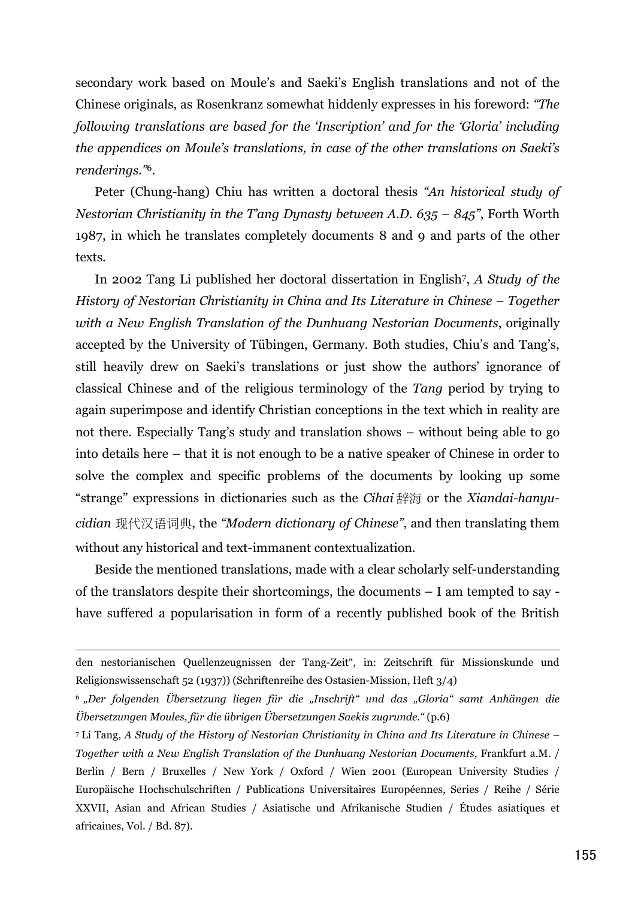secondary work based on Moule's and Saeki's English translations and not of the Chinese originals, as Rosenkranz somewhat hiddenly expresses in his foreword: *"The following translations are based for the 'Inscription' and for the 'Gloria' including the appendices on Moule's translations, in case of the other translations on Saeki's renderings."*[6].

Peter (Chung-hang) Chiu has written a doctoral thesis *"An historical study of Nestorian Christianity in the T'ang Dynasty between A.D. 635 – 845"*, Forth Worth 1987, in which he translates completely documents 8 and 9 and parts of the other texts.

In 2002 Tang Li published her doctoral dissertation in English[7], *A Study of the History of Nestorian Christianity in China and Its Literature in Chinese – Together with a New English Translation of the Dunhuang Nestorian Documents*, originally accepted by the University of Tübingen, Germany. Both studies, Chiu's and Tang's, still heavily drew on Saeki's translations or just show the authors' ignorance of classical Chinese and of the religious terminology of the *Tang* period by trying to again superimpose and identify Christian conceptions in the text which in reality are not there. Especially Tang's study and translation shows – without being able to go into details here – that it is not enough to be a native speaker of Chinese in order to solve the complex and specific problems of the documents by looking up some "strange" expressions in dictionaries such as the *Cihai* 辞海 or the *Xiandai-hanyu-cidian* 现代汉语词典, the *"Modern dictionary of Chinese"*, and then translating them without any historical and text-immanent contextualization.

Beside the mentioned translations, made with a clear scholarly self-understanding of the translators despite their shortcomings, the documents – I am tempted to say - have suffered a popularisation in form of a recently published book of the British

---

den nestorianischen Quellenzeugnissen der Tang-Zeit", in: Zeitschrift für Missionskunde und Religionswissenschaft 52 (1937)) (Schriftenreihe des Ostasien-Mission, Heft 3/4)

[6] *„Der folgenden Übersetzung liegen für die „Inschrift" und das „Gloria" samt Anhängen die Übersetzungen Moules, für die übrigen Übersetzungen Saekis zugrunde."* (p.6)

[7] Li Tang, *A Study of the History of Nestorian Christianity in China and Its Literature in Chinese – Together with a New English Translation of the Dunhuang Nestorian Documents*, Frankfurt a.M. / Berlin / Bern / Bruxelles / New York / Oxford / Wien 2001 (European University Studies / Europäische Hochschulschriften / Publications Universitaires Européennes, Series / Reihe / Série XXVII, Asian and African Studies / Asiatische und Afrikanische Studien / Études asiatiques et africaines, Vol. / Bd. 87).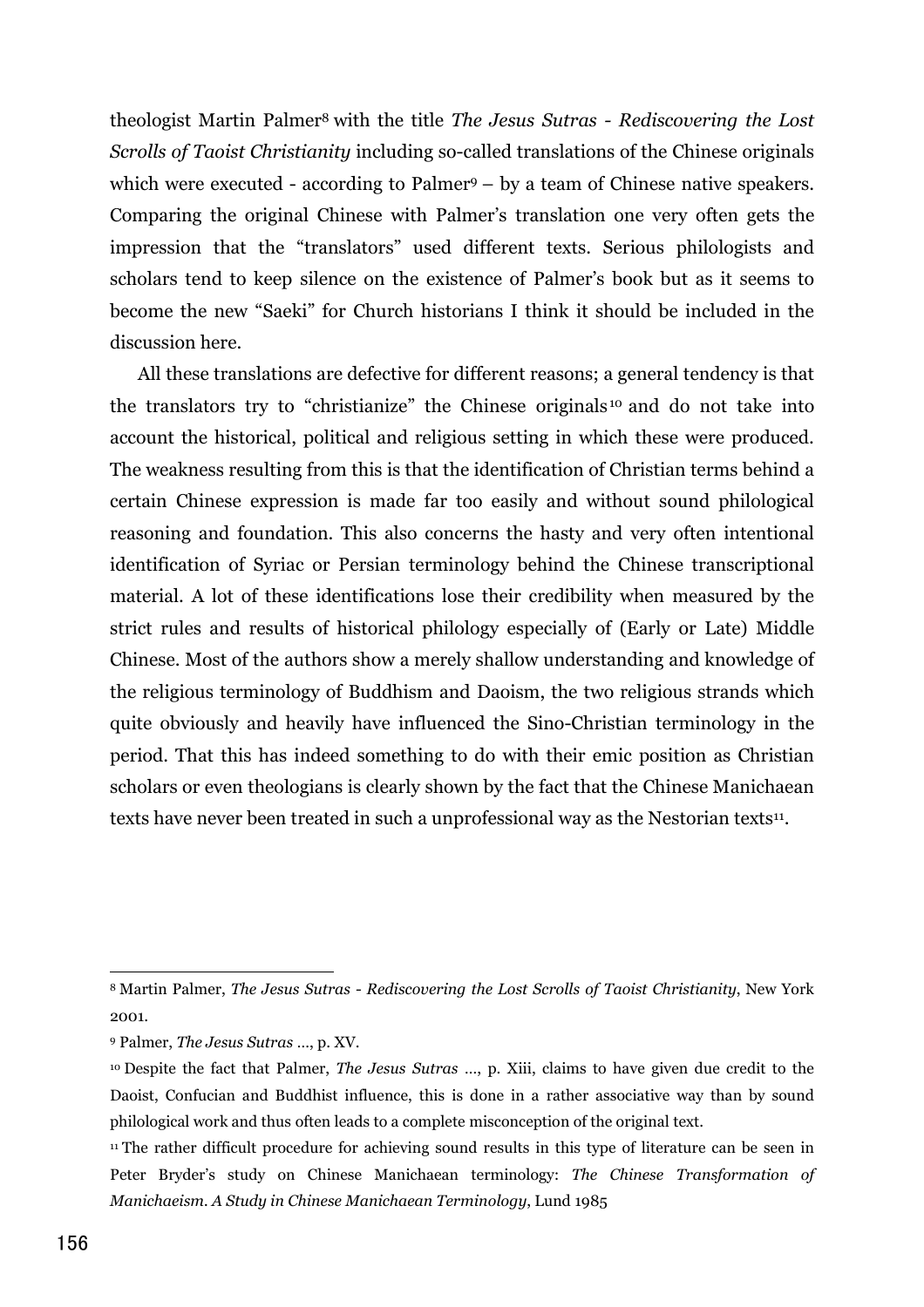theologist Martin Palmer[8] with the title *The Jesus Sutras - Rediscovering the Lost Scrolls of Taoist Christianity* including so-called translations of the Chinese originals which were executed - according to Palmer[9] – by a team of Chinese native speakers. Comparing the original Chinese with Palmer's translation one very often gets the impression that the "translators" used different texts. Serious philologists and scholars tend to keep silence on the existence of Palmer's book but as it seems to become the new "Saeki" for Church historians I think it should be included in the discussion here.

All these translations are defective for different reasons; a general tendency is that the translators try to "christianize" the Chinese originals[10] and do not take into account the historical, political and religious setting in which these were produced. The weakness resulting from this is that the identification of Christian terms behind a certain Chinese expression is made far too easily and without sound philological reasoning and foundation. This also concerns the hasty and very often intentional identification of Syriac or Persian terminology behind the Chinese transcriptional material. A lot of these identifications lose their credibility when measured by the strict rules and results of historical philology especially of (Early or Late) Middle Chinese. Most of the authors show a merely shallow understanding and knowledge of the religious terminology of Buddhism and Daoism, the two religious strands which quite obviously and heavily have influenced the Sino-Christian terminology in the period. That this has indeed something to do with their emic position as Christian scholars or even theologians is clearly shown by the fact that the Chinese Manichaean texts have never been treated in such a unprofessional way as the Nestorian texts[11].

---

[8] Martin Palmer, *The Jesus Sutras - Rediscovering the Lost Scrolls of Taoist Christianity*, New York 2001.

[9] Palmer, *The Jesus Sutras* ..., p. XV.

[10] Despite the fact that Palmer, *The Jesus Sutras* ..., p. Xiii, claims to have given due credit to the Daoist, Confucian and Buddhist influence, this is done in a rather associative way than by sound philological work and thus often leads to a complete misconception of the original text.

[11] The rather difficult procedure for achieving sound results in this type of literature can be seen in Peter Bryder's study on Chinese Manichaean terminology: *The Chinese Transformation of Manichaeism. A Study in Chinese Manichaean Terminology*, Lund 1985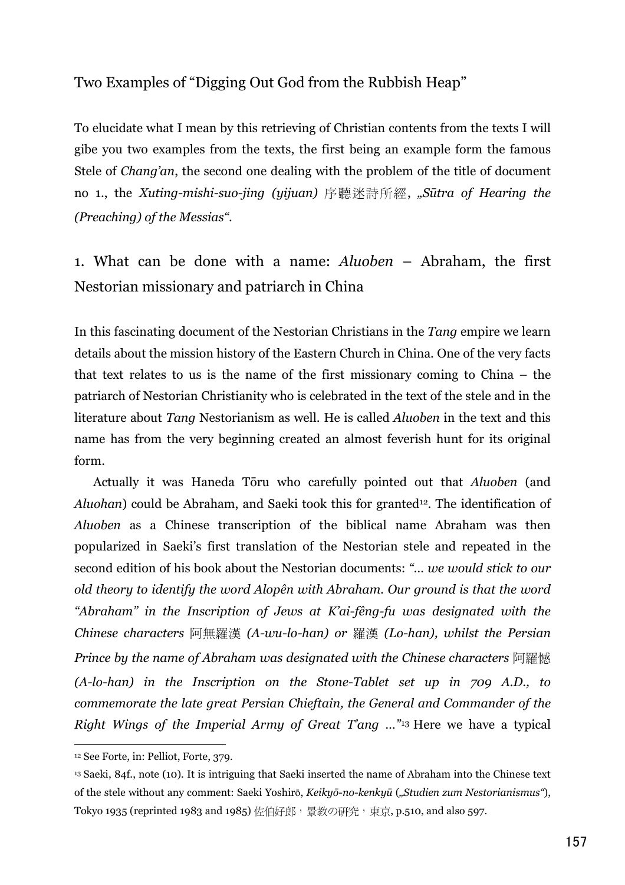## Two Examples of "Digging Out God from the Rubbish Heap"

To elucidate what I mean by this retrieving of Christian contents from the texts I will gibe you two examples from the texts, the first being an example form the famous Stele of *Chang'an*, the second one dealing with the problem of the title of document no 1., the *Xuting-mishi-suo-jing (yijuan)* 序聽迷詩所經, *„Sūtra of Hearing the (Preaching) of the Messias"*.

### 1. What can be done with a name: *Aluoben* – Abraham, the first Nestorian missionary and patriarch in China

In this fascinating document of the Nestorian Christians in the *Tang* empire we learn details about the mission history of the Eastern Church in China. One of the very facts that text relates to us is the name of the first missionary coming to China – the patriarch of Nestorian Christianity who is celebrated in the text of the stele and in the literature about *Tang* Nestorianism as well. He is called *Aluoben* in the text and this name has from the very beginning created an almost feverish hunt for its original form.

Actually it was Haneda Tōru who carefully pointed out that *Aluoben* (and *Aluohan*) could be Abraham, and Saeki took this for granted[12]. The identification of *Aluoben* as a Chinese transcription of the biblical name Abraham was then popularized in Saeki's first translation of the Nestorian stele and repeated in the second edition of his book about the Nestorian documents: *"... we would stick to our old theory to identify the word Alopên with Abraham. Our ground is that the word "Abraham" in the Inscription of Jews at K'ai-fêng-fu was designated with the Chinese characters* 阿無羅漢 *(A-wu-lo-han) or* 羅漢 *(Lo-han), whilst the Persian Prince by the name of Abraham was designated with the Chinese characters* 阿羅憾 *(A-lo-han) in the Inscription on the Stone-Tablet set up in 709 A.D., to commemorate the late great Persian Chieftain, the General and Commander of the Right Wings of the Imperial Army of Great T'ang ..."*[13] Here we have a typical

---

[12] See Forte, in: Pelliot, Forte, 379.

[13] Saeki, 84f., note (10). It is intriguing that Saeki inserted the name of Abraham into the Chinese text of the stele without any comment: Saeki Yoshirō, *Keikyō-no-kenkyū* („*Studien zum Nestorianismus*"), Tokyo 1935 (reprinted 1983 and 1985) 佐伯好郎，景教の研究，東京, p.510, and also 597.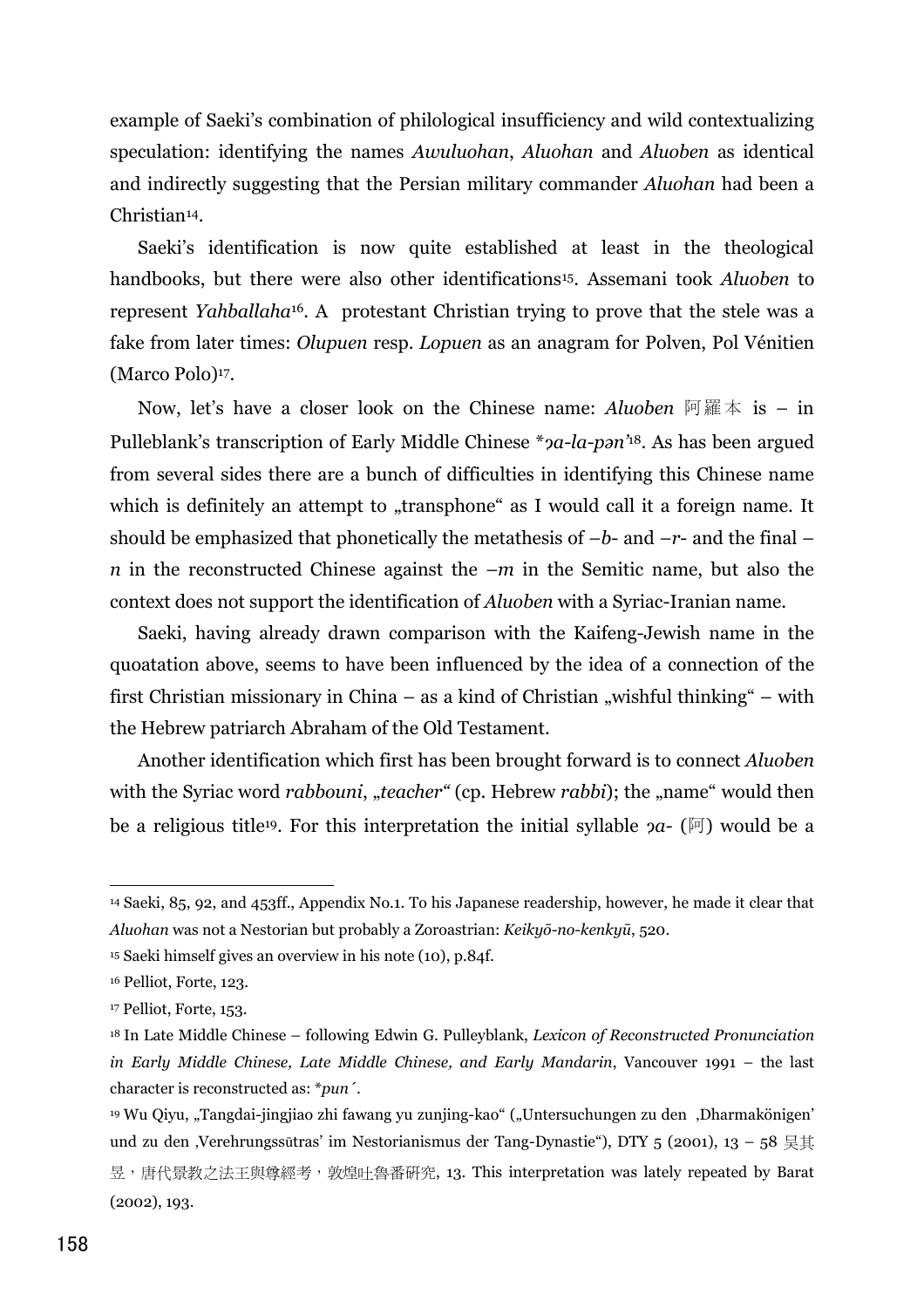example of Saeki's combination of philological insufficiency and wild contextualizing speculation: identifying the names *Awuluohan*, *Aluohan* and *Aluoben* as identical and indirectly suggesting that the Persian military commander *Aluohan* had been a Christian[14].

Saeki's identification is now quite established at least in the theological handbooks, but there were also other identifications[15]. Assemani took *Aluoben* to represent *Yahballaha*[16]. A protestant Christian trying to prove that the stele was a fake from later times: *Olupuen* resp. *Lopuen* as an anagram for Polven, Pol Vénitien (Marco Polo)[17].

Now, let's have a closer look on the Chinese name: *Aluoben* 阿羅本 is – in Pulleblank's transcription of Early Middle Chinese **ʔa-la-pən'*[18]. As has been argued from several sides there are a bunch of difficulties in identifying this Chinese name which is definitely an attempt to „transphone" as I would call it a foreign name. It should be emphasized that phonetically the metathesis of *–b-* and *–r-* and the final *–n* in the reconstructed Chinese against the *–m* in the Semitic name, but also the context does not support the identification of *Aluoben* with a Syriac-Iranian name.

Saeki, having already drawn comparison with the Kaifeng-Jewish name in the quoatation above, seems to have been influenced by the idea of a connection of the first Christian missionary in China – as a kind of Christian „wishful thinking" – with the Hebrew patriarch Abraham of the Old Testament.

Another identification which first has been brought forward is to connect *Aluoben* with the Syriac word *rabbouni*, *„teacher"* (cp. Hebrew *rabbi*); the „name" would then be a religious title[19]. For this interpretation the initial syllable *ʔa-* (阿) would be a

---

[14] Saeki, 85, 92, and 453ff., Appendix No.1. To his Japanese readership, however, he made it clear that *Aluohan* was not a Nestorian but probably a Zoroastrian: *Keikyō-no-kenkyū*, 520.

[15] Saeki himself gives an overview in his note (10), p.84f.

[16] Pelliot, Forte, 123.

[17] Pelliot, Forte, 153.

[18] In Late Middle Chinese – following Edwin G. Pulleyblank, *Lexicon of Reconstructed Pronunciation in Early Middle Chinese, Late Middle Chinese, and Early Mandarin*, Vancouver 1991 – the last character is reconstructed as: **pun´*.

[19] Wu Qiyu, „Tangdai-jingjiao zhi fawang yu zunjing-kao" („Untersuchungen zu den ‚Dharmakönigen' und zu den ‚Verehrungssūtras' im Nestorianismus der Tang-Dynastie"), DTY 5 (2001), 13 – 58 吴其昱，唐代景教之法王與尊經考，敦煌吐魯番研究, 13. This interpretation was lately repeated by Barat (2002), 193.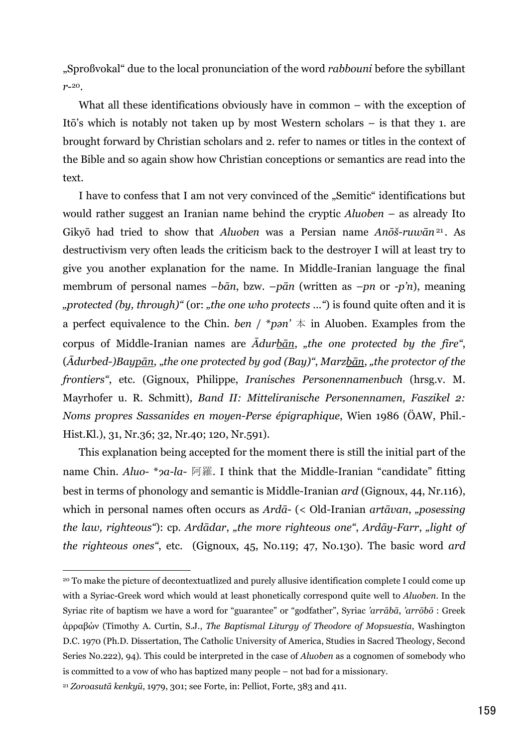„Sproßvokal" due to the local pronunciation of the word *rabbouni* before the sybillant *r*-[20].

What all these identifications obviously have in common – with the exception of Itō's which is notably not taken up by most Western scholars – is that they 1. are brought forward by Christian scholars and 2. refer to names or titles in the context of the Bible and so again show how Christian conceptions or semantics are read into the text.

I have to confess that I am not very convinced of the „Semitic" identifications but would rather suggest an Iranian name behind the cryptic *Aluoben* – as already Ito Gikyō had tried to show that *Aluoben* was a Persian name *Anōš-ruwān*[21]. As destructivism very often leads the criticism back to the destroyer I will at least try to give you another explanation for the name. In Middle-Iranian language the final membrum of personal names *–bān*, bzw. *–pān* (written as *–pn* or *-p'n*), meaning *„protected (by, through)"* (or: *„the one who protects …"*) is found quite often and it is a perfect equivalence to the Chin. *ben* / *\*pən'* 本 in Aluoben. Examples from the corpus of Middle-Iranian names are *Ādur<u>bān</u>*, *„the one protected by the fire"*, *(Ādurbed-)Bay<u>pān</u>*, *„the one protected by god (Bay)"*, *Marz<u>bān</u>*, *„the protector of the frontiers"*, etc. (Gignoux, Philippe, *Iranisches Personennamenbuch* (hrsg.v. M. Mayrhofer u. R. Schmitt), *Band II: Mitteliranische Personennamen, Faszikel 2: Noms propres Sassanides en moyen-Perse épigraphique*, Wien 1986 (ÖAW, Phil.-Hist.Kl.), 31, Nr.36; 32, Nr.40; 120, Nr.591).

This explanation being accepted for the moment there is still the initial part of the name Chin. *Aluo-* *\*ɔa-la-* 阿羅. I think that the Middle-Iranian "candidate" fitting best in terms of phonology and semantic is Middle-Iranian *ard* (Gignoux, 44, Nr.116), which in personal names often occurs as *Ardā-* (< Old-Iranian *artāvan*, *„posessing the law, righteous"*): cp. *Ardādar*, *„the more righteous one"*, *Ardāy-Farr*, *„light of the righteous ones"*, etc. (Gignoux, 45, No.119; 47, No.130). The basic word *ard*

---

[20] To make the picture of decontextuatlized and purely allusive identification complete I could come up with a Syriac-Greek word which would at least phonetically correspond quite well to *Aluoben*. In the Syriac rite of baptism we have a word for "guarantee" or "godfather", Syriac *'arrābā*, *'arrōbō* : Greek ἀρραβὼν (Timothy A. Curtin, S.J., *The Baptismal Liturgy of Theodore of Mopsuestia*, Washington D.C. 1970 (Ph.D. Dissertation, The Catholic University of America, Studies in Sacred Theology, Second Series No.222), 94). This could be interpreted in the case of *Aluoben* as a cognomen of somebody who is committed to a vow of who has baptized many people – not bad for a missionary.

[21] *Zoroasutā kenkyū*, 1979, 301; see Forte, in: Pelliot, Forte, 383 and 411.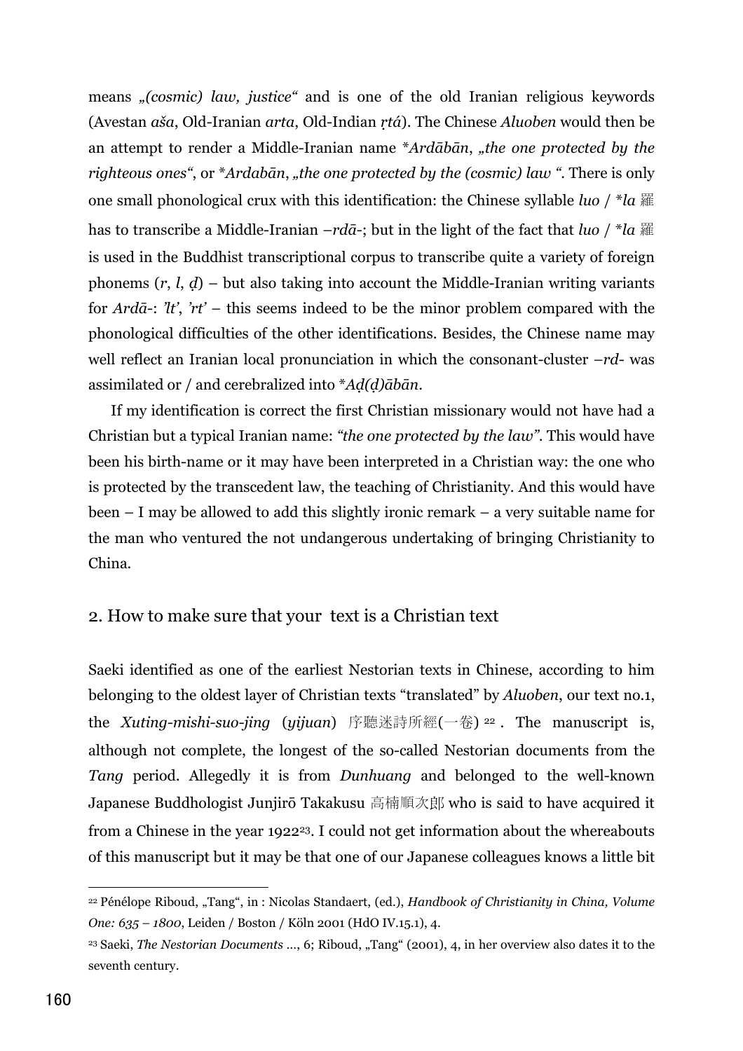means *„(cosmic) law, justice“* and is one of the old Iranian religious keywords (Avestan *aša*, Old-Iranian *arta*, Old-Indian *ṛtá*). The Chinese *Aluoben* would then be an attempt to render a Middle-Iranian name *\*Ardābān*, *„the one protected by the righteous ones“*, or *\*Ardabān*, *„the one protected by the (cosmic) law “*. There is only one small phonological crux with this identification: the Chinese syllable *luo* / *\*la* 羅 has to transcribe a Middle-Iranian *–rdā-*; but in the light of the fact that *luo* / *\*la* 羅 is used in the Buddhist transcriptional corpus to transcribe quite a variety of foreign phonems (*r*, *l*, *ḍ*) – but also taking into account the Middle-Iranian writing variants for *Ardā-*: *'lt'*, *'rt'* – this seems indeed to be the minor problem compared with the phonological difficulties of the other identifications. Besides, the Chinese name may well reflect an Iranian local pronunciation in which the consonant-cluster *–rd-* was assimilated or / and cerebralized into *\*Aḍ(ḍ)ābān*.

If my identification is correct the first Christian missionary would not have had a Christian but a typical Iranian name: *"the one protected by the law"*. This would have been his birth-name or it may have been interpreted in a Christian way: the one who is protected by the transcedent law, the teaching of Christianity. And this would have been – I may be allowed to add this slightly ironic remark – a very suitable name for the man who ventured the not undangerous undertaking of bringing Christianity to China.

## 2. How to make sure that your text is a Christian text

Saeki identified as one of the earliest Nestorian texts in Chinese, according to him belonging to the oldest layer of Christian texts "translated" by *Aluoben*, our text no.1, the *Xuting-mishi-suo-jing* (*yijuan*) 序聽迷詩所經(一卷) [22]. The manuscript is, although not complete, the longest of the so-called Nestorian documents from the *Tang* period. Allegedly it is from *Dunhuang* and belonged to the well-known Japanese Buddhologist Junjirō Takakusu 高楠順次郎 who is said to have acquired it from a Chinese in the year 1922[23]. I could not get information about the whereabouts of this manuscript but it may be that one of our Japanese colleagues knows a little bit

[22] Pénélope Riboud, „Tang“, in : Nicolas Standaert, (ed.), *Handbook of Christianity in China, Volume One: 635 – 1800*, Leiden / Boston / Köln 2001 (HdO IV.15.1), 4.

[23] Saeki, *The Nestorian Documents* ..., 6; Riboud, „Tang“ (2001), 4, in her overview also dates it to the seventh century.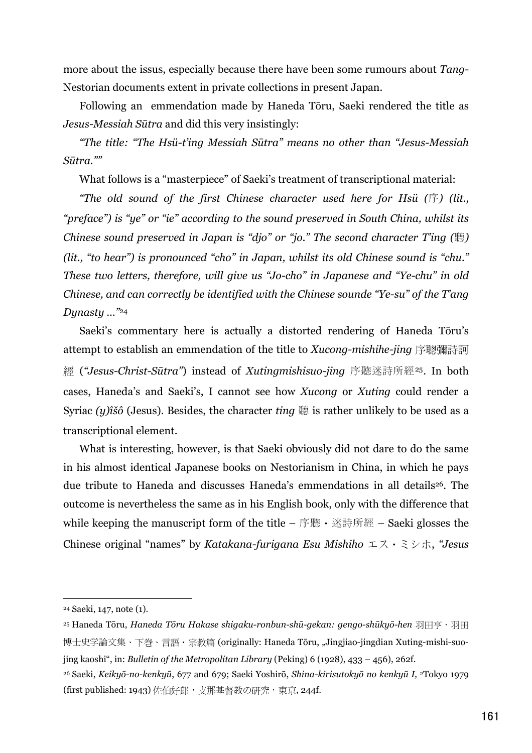more about the issus, especially because there have been some rumours about *Tang*-Nestorian documents extent in private collections in present Japan.

Following an emmendation made by Haneda Tōru, Saeki rendered the title as *Jesus-Messiah Sūtra* and did this very insistingly:

*"The title: "The Hsü-t'ing Messiah Sūtra" means no other than "Jesus-Messiah Sūtra.""*

What follows is a "masterpiece" of Saeki's treatment of transcriptional material:

*"The old sound of the first Chinese character used here for Hsü (*序*) (lit., "preface") is "ye" or "ie" according to the sound preserved in South China, whilst its Chinese sound preserved in Japan is "djo" or "jo." The second character T'ing (*聽*) (lit., "to hear") is pronounced "cho" in Japan, whilst its old Chinese sound is "chu." These two letters, therefore, will give us "Jo-cho" in Japanese and "Ye-chu" in old Chinese, and can correctly be identified with the Chinese sounde "Ye-su" of the T'ang Dynasty …"*[24]

Saeki's commentary here is actually a distorted rendering of Haneda Tōru's attempt to establish an emmendation of the title to *Xucong-mishihe-jing* 序聰彌詩訶經 (*"Jesus-Christ-Sūtra"*) instead of *Xutingmishisuo-jing* 序聽迷詩所經[25]. In both cases, Haneda's and Saeki's, I cannot see how *Xucong* or *Xuting* could render a Syriac *(y)īšô* (Jesus). Besides, the character *ting* 聽 is rather unlikely to be used as a transcriptional element.

What is interesting, however, is that Saeki obviously did not dare to do the same in his almost identical Japanese books on Nestorianism in China, in which he pays due tribute to Haneda and discusses Haneda's emmendations in all details[26]. The outcome is nevertheless the same as in his English book, only with the difference that while keeping the manuscript form of the title – 序聽・迷詩所經 – Saeki glosses the Chinese original "names" by *Katakana-furigana Esu Mishiho* エス・ミシホ, *"Jesus*

---

[24] Saeki, 147, note (1).

[25] Haneda Tōru, *Haneda Tōru Hakase shigaku-ronbun-shū-gekan: gengo-shūkyō-hen* 羽田亨、羽田博士史学論文集、下巻、言語・宗教篇 (originally: Haneda Tōru, „Jingjiao-jingdian Xuting-mishi-suo-jing kaoshi", in: *Bulletin of the Metropolitan Library* (Peking) 6 (1928), 433 – 456), 262f.

[26] Saeki, *Keikyō-no-kenkyū*, 677 and 679; Saeki Yoshirō, *Shina-kirisutokyō no kenkyū I,* ²Tokyo 1979 (first published: 1943) 佐伯好郎，支那基督教の研究，東京, 244f.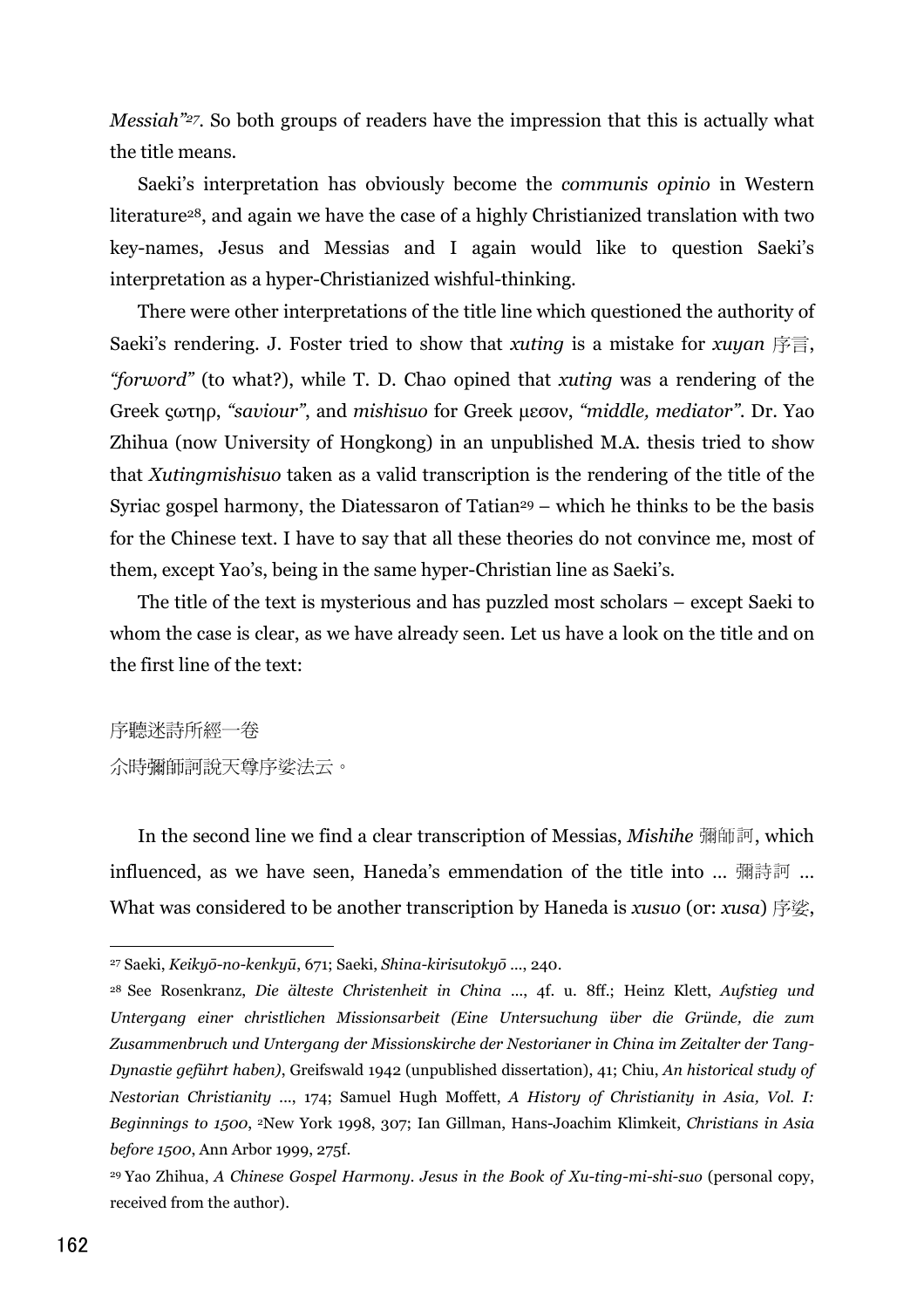*Messiah"*[27]. So both groups of readers have the impression that this is actually what the title means.

Saeki's interpretation has obviously become the *communis opinio* in Western literature[28], and again we have the case of a highly Christianized translation with two key-names, Jesus and Messias and I again would like to question Saeki's interpretation as a hyper-Christianized wishful-thinking.

There were other interpretations of the title line which questioned the authority of Saeki's rendering. J. Foster tried to show that *xuting* is a mistake for *xuyan* 序言, *"forword"* (to what?), while T. D. Chao opined that *xuting* was a rendering of the Greek ςωτηρ, *"saviour"*, and *mishisuo* for Greek μεσον, *"middle, mediator"*. Dr. Yao Zhihua (now University of Hongkong) in an unpublished M.A. thesis tried to show that *Xutingmishisuo* taken as a valid transcription is the rendering of the title of the Syriac gospel harmony, the Diatessaron of Tatian[29] – which he thinks to be the basis for the Chinese text. I have to say that all these theories do not convince me, most of them, except Yao's, being in the same hyper-Christian line as Saeki's.

The title of the text is mysterious and has puzzled most scholars – except Saeki to whom the case is clear, as we have already seen. Let us have a look on the title and on the first line of the text:

序聽迷詩所經一卷
尒時彌師訶說天尊序娑法云。

In the second line we find a clear transcription of Messias, *Mishihe* 彌師訶, which influenced, as we have seen, Haneda's emmendation of the title into … 彌詩訶 … What was considered to be another transcription by Haneda is *xusuo* (or: *xusa*) 序娑,

---

[27] Saeki, *Keikyō-no-kenkyū*, 671; Saeki, *Shina-kirisutokyō* …, 240.

[28] See Rosenkranz, *Die älteste Christenheit in China* …, 4f. u. 8ff.; Heinz Klett, *Aufstieg und Untergang einer christlichen Missionsarbeit (Eine Untersuchung über die Gründe, die zum Zusammenbruch und Untergang der Missionskirche der Nestorianer in China im Zeitalter der Tang-Dynastie geführt haben)*, Greifswald 1942 (unpublished dissertation), 41; Chiu, *An historical study of Nestorian Christianity* …, 174; Samuel Hugh Moffett, *A History of Christianity in Asia, Vol. I: Beginnings to 1500*, [2]New York 1998, 307; Ian Gillman, Hans-Joachim Klimkeit, *Christians in Asia before 1500*, Ann Arbor 1999, 275f.

[29] Yao Zhihua, *A Chinese Gospel Harmony. Jesus in the Book of Xu-ting-mi-shi-suo* (personal copy, received from the author).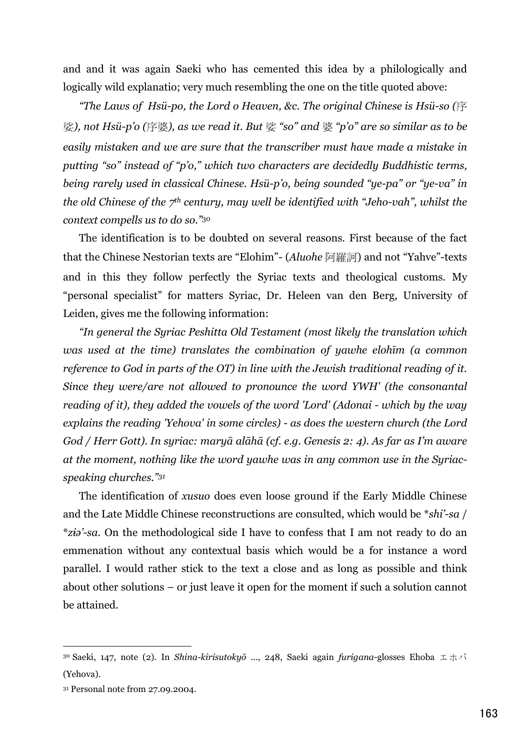and and it was again Saeki who has cemented this idea by a philologically and logically wild explanatio; very much resembling the one on the title quoted above:

*"The Laws of Hsü-po, the Lord o Heaven, &c. The original Chinese is Hsü-so (*序娑*), not Hsü-p'o (*序婆*), as we read it. But* 娑 *"so" and* 婆 *"p'o" are so similar as to be easily mistaken and we are sure that the transcriber must have made a mistake in putting "so" instead of "p'o," which two characters are decidedly Buddhistic terms, being rarely used in classical Chinese. Hsü-p'o, being sounded "ye-pa" or "ye-va" in the old Chinese of the 7th century, may well be identified with "Jeho-vah", whilst the context compells us to do so."*[30]

The identification is to be doubted on several reasons. First because of the fact that the Chinese Nestorian texts are "Elohim"- (*Aluohe* 阿羅訶) and not "Yahve"-texts and in this they follow perfectly the Syriac texts and theological customs. My "personal specialist" for matters Syriac, Dr. Heleen van den Berg, University of Leiden, gives me the following information:

*"In general the Syriac Peshitta Old Testament (most likely the translation which was used at the time) translates the combination of yawhe elohīm (a common reference to God in parts of the OT) in line with the Jewish traditional reading of it. Since they were/are not allowed to pronounce the word YWH' (the consonantal reading of it), they added the vowels of the word 'Lord' (Adonai - which by the way explains the reading 'Yehova' in some circles) - as does the western church (the Lord God / Herr Gott). In syriac: maryā alāhā (cf. e.g. Genesis 2: 4). As far as I'm aware at the moment, nothing like the word yawhe was in any common use in the Syriac-speaking churches."*[31]

The identification of *xusuo* does even loose ground if the Early Middle Chinese and the Late Middle Chinese reconstructions are consulted, which would be *\*shi'-sa* / *\*zɨə'-sa*. On the methodological side I have to confess that I am not ready to do an emmenation without any contextual basis which would be a for instance a word parallel. I would rather stick to the text a close and as long as possible and think about other solutions – or just leave it open for the moment if such a solution cannot be attained.

---

[30] Saeki, 147, note (2). In *Shina-kirisutokyō* ..., 248, Saeki again *furigana*-glosses Ehoba エホバ (Yehova).

[31] Personal note from 27.09.2004.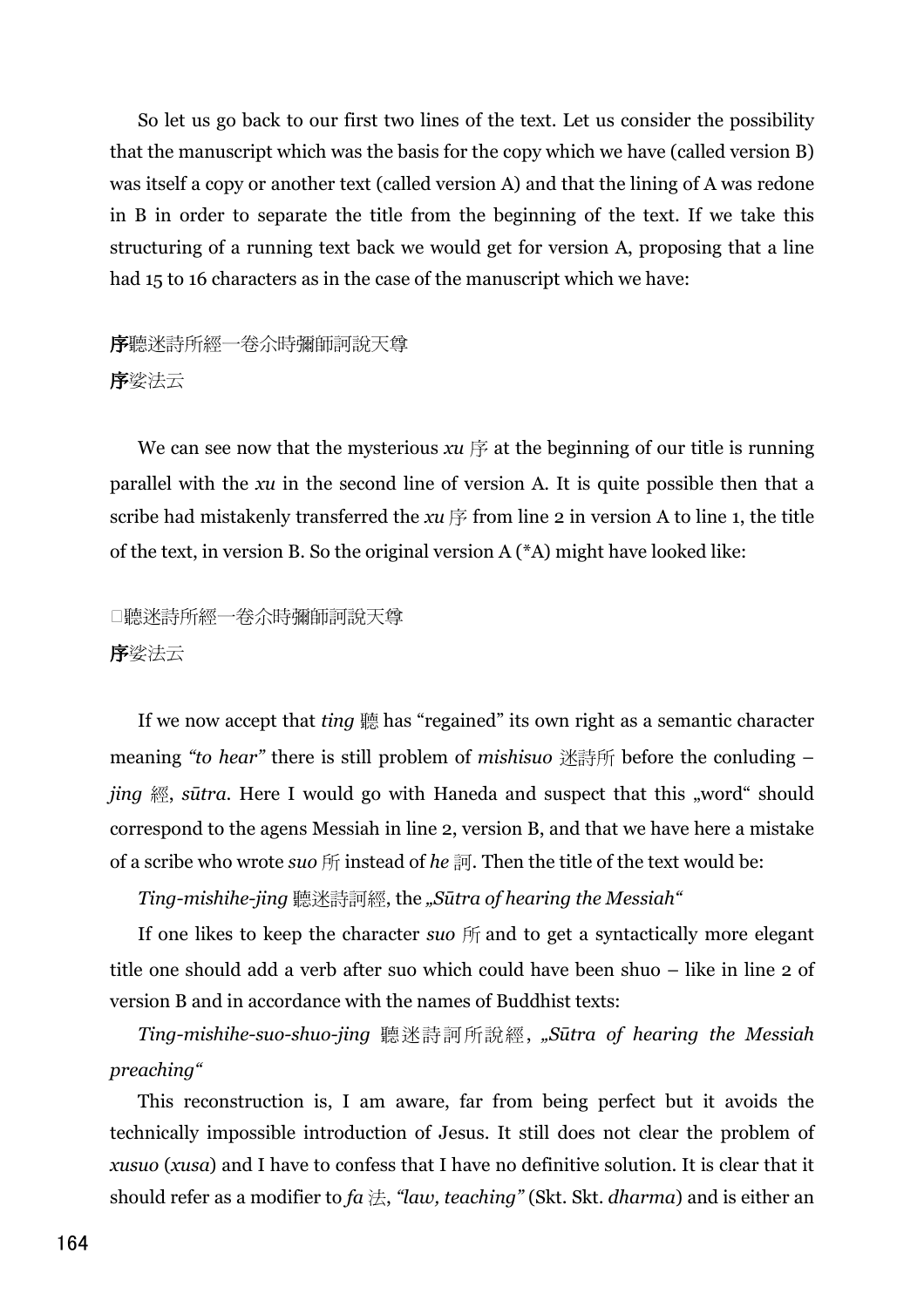So let us go back to our first two lines of the text. Let us consider the possibility that the manuscript which was the basis for the copy which we have (called version B) was itself a copy or another text (called version A) and that the lining of A was redone in B in order to separate the title from the beginning of the text. If we take this structuring of a running text back we would get for version A, proposing that a line had 15 to 16 characters as in the case of the manuscript which we have:

**序**聽迷詩所經一卷尒時彌師訶說天尊  
**序**娑法云

We can see now that the mysterious *xu* 序 at the beginning of our title is running parallel with the *xu* in the second line of version A. It is quite possible then that a scribe had mistakenly transferred the *xu* 序 from line 2 in version A to line 1, the title of the text, in version B. So the original version A (*A) might have looked like:

□聽迷詩所經一卷尒時彌師訶說天尊  
**序**娑法云

If we now accept that *ting* 聽 has "regained" its own right as a semantic character meaning *"to hear"* there is still problem of *mishisuo* 迷詩所 before the conluding – *jing* 經, *sūtra*. Here I would go with Haneda and suspect that this „word" should correspond to the agens Messiah in line 2, version B, and that we have here a mistake of a scribe who wrote *suo* 所 instead of *he* 訶. Then the title of the text would be:

*Ting-mishihe-jing* 聽迷詩訶經, the *„Sūtra of hearing the Messiah"*

If one likes to keep the character *suo* 所 and to get a syntactically more elegant title one should add a verb after suo which could have been shuo – like in line 2 of version B and in accordance with the names of Buddhist texts:

*Ting-mishihe-suo-shuo-jing* 聽迷詩訶所說經, *„Sūtra of hearing the Messiah preaching"*

This reconstruction is, I am aware, far from being perfect but it avoids the technically impossible introduction of Jesus. It still does not clear the problem of *xusuo* (*xusa*) and I have to confess that I have no definitive solution. It is clear that it should refer as a modifier to *fa* 法, *"law, teaching"* (Skt. Skt. *dharma*) and is either an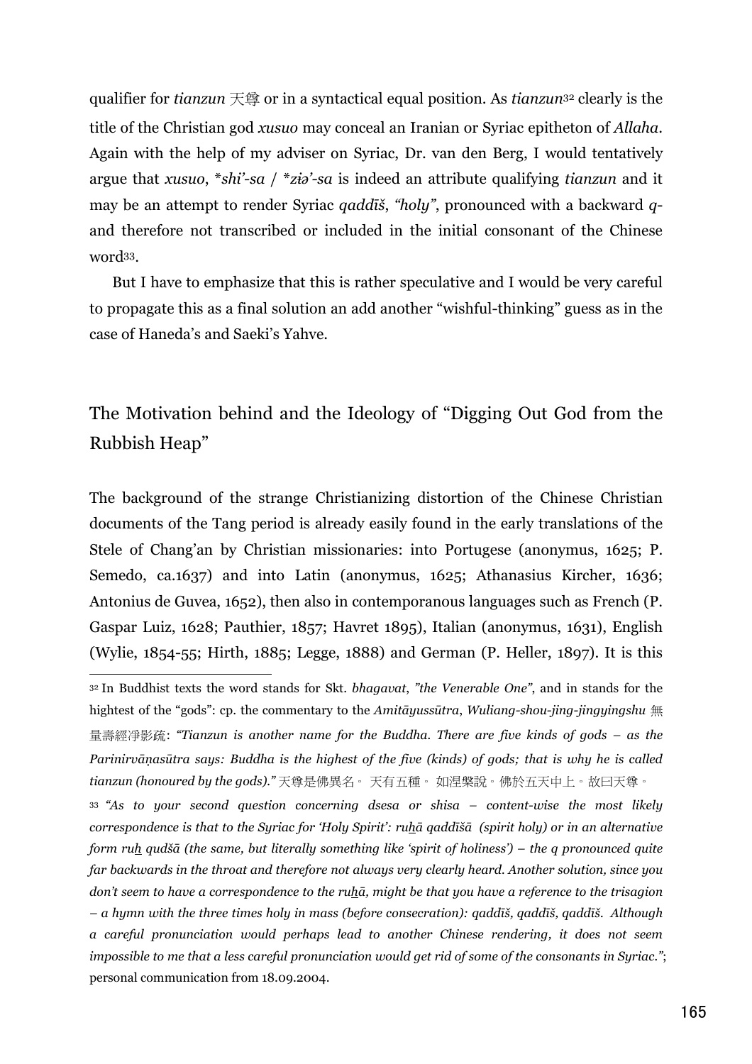qualifier for *tianzun* 天尊 or in a syntactical equal position. As *tianzun*[32] clearly is the title of the Christian god *xusuo* may conceal an Iranian or Syriac epitheton of *Allaha*. Again with the help of my adviser on Syriac, Dr. van den Berg, I would tentatively argue that *xusuo*, *\*shi'-sa* / *\*zɨə'-sa* is indeed an attribute qualifying *tianzun* and it may be an attempt to render Syriac *qaddīš*, *"holy"*, pronounced with a backward *q*- and therefore not transcribed or included in the initial consonant of the Chinese word[33].

But I have to emphasize that this is rather speculative and I would be very careful to propagate this as a final solution an add another "wishful-thinking" guess as in the case of Haneda's and Saeki's Yahve.

## The Motivation behind and the Ideology of "Digging Out God from the Rubbish Heap"

The background of the strange Christianizing distortion of the Chinese Christian documents of the Tang period is already easily found in the early translations of the Stele of Chang'an by Christian missionaries: into Portugese (anonymus, 1625; P. Semedo, ca.1637) and into Latin (anonymus, 1625; Athanasius Kircher, 1636; Antonius de Guvea, 1652), then also in contemporanous languages such as French (P. Gaspar Luiz, 1628; Pauthier, 1857; Havret 1895), Italian (anonymus, 1631), English (Wylie, 1854-55; Hirth, 1885; Legge, 1888) and German (P. Heller, 1897). It is this

---

[32] In Buddhist texts the word stands for Skt. *bhagavat*, *"the Venerable One"*, and in stands for the hightest of the "gods": cp. the commentary to the *Amitāyussūtra*, *Wuliang-shou-jing-jingyingshu* 無量壽經淨影疏: *"Tianzun is another name for the Buddha. There are five kinds of gods – as the Parinirvāṇasūtra says: Buddha is the highest of the five (kinds) of gods; that is why he is called tianzun (honoured by the gods)."* 天尊是佛異名。天有五種。如涅槃說。佛於五天中上。故曰天尊。

[33] *"As to your second question concerning dsesa or shisa – content-wise the most likely correspondence is that to the Syriac for 'Holy Spirit': ruḫā qaddīšā (spirit holy) or in an alternative form ruḫ qudšā (the same, but literally something like 'spirit of holiness') – the q pronounced quite far backwards in the throat and therefore not always very clearly heard. Another solution, since you don't seem to have a correspondence to the ruḫā, might be that you have a reference to the trisagion – a hymn with the three times holy in mass (before consecration): qaddīš, qaddīš, qaddīš. Although a careful pronunciation would perhaps lead to another Chinese rendering, it does not seem impossible to me that a less careful pronunciation would get rid of some of the consonants in Syriac."*; personal communication from 18.09.2004.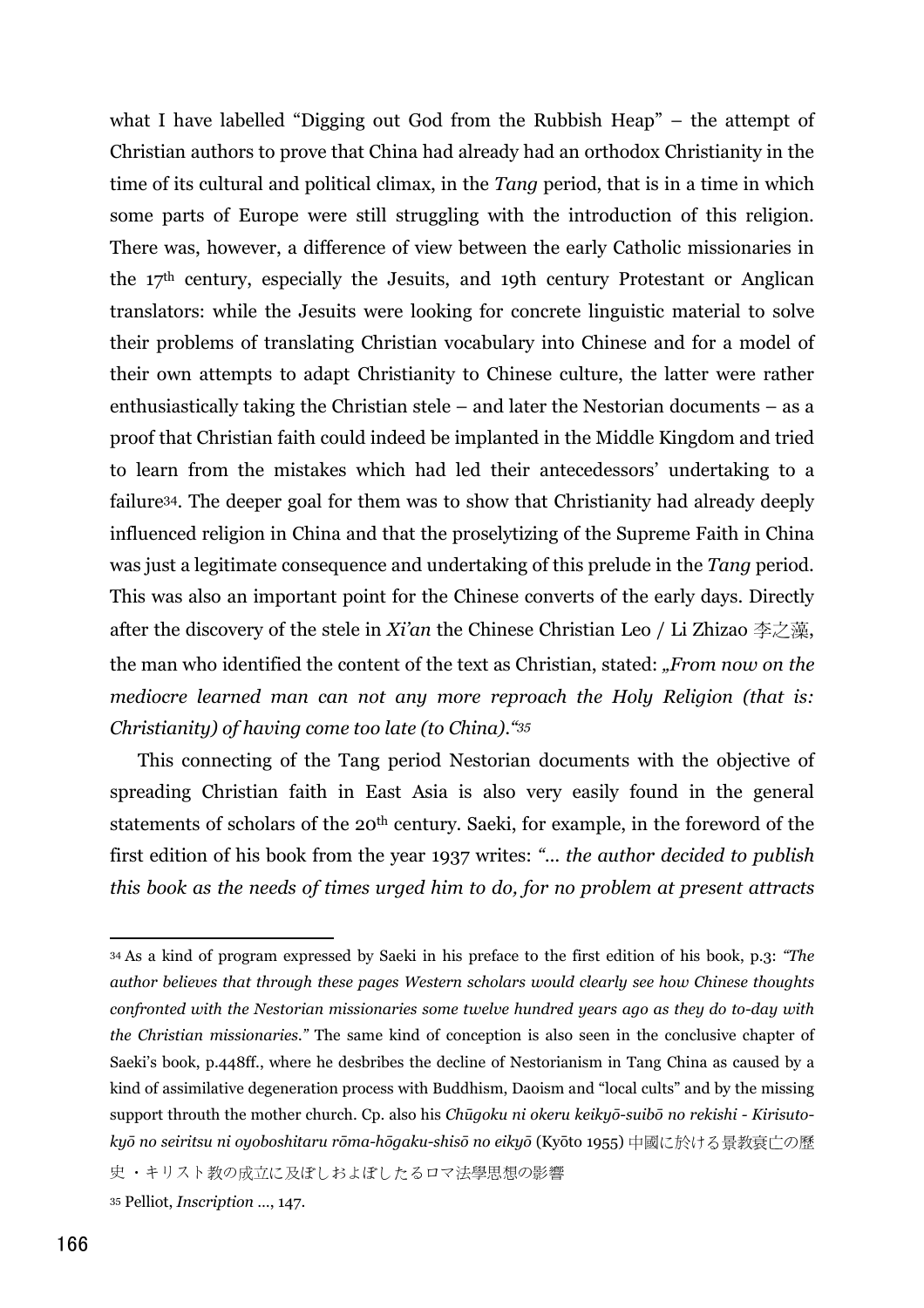what I have labelled "Digging out God from the Rubbish Heap" – the attempt of Christian authors to prove that China had already had an orthodox Christianity in the time of its cultural and political climax, in the *Tang* period, that is in a time in which some parts of Europe were still struggling with the introduction of this religion. There was, however, a difference of view between the early Catholic missionaries in the 17th century, especially the Jesuits, and 19th century Protestant or Anglican translators: while the Jesuits were looking for concrete linguistic material to solve their problems of translating Christian vocabulary into Chinese and for a model of their own attempts to adapt Christianity to Chinese culture, the latter were rather enthusiastically taking the Christian stele – and later the Nestorian documents – as a proof that Christian faith could indeed be implanted in the Middle Kingdom and tried to learn from the mistakes which had led their antecedessors' undertaking to a failure[34]. The deeper goal for them was to show that Christianity had already deeply influenced religion in China and that the proselytizing of the Supreme Faith in China was just a legitimate consequence and undertaking of this prelude in the *Tang* period. This was also an important point for the Chinese converts of the early days. Directly after the discovery of the stele in *Xi'an* the Chinese Christian Leo / Li Zhizao 李之藻, the man who identified the content of the text as Christian, stated: *„From now on the mediocre learned man can not any more reproach the Holy Religion (that is: Christianity) of having come too late (to China)."*[35]

This connecting of the Tang period Nestorian documents with the objective of spreading Christian faith in East Asia is also very easily found in the general statements of scholars of the 20th century. Saeki, for example, in the foreword of the first edition of his book from the year 1937 writes: *"... the author decided to publish this book as the needs of times urged him to do, for no problem at present attracts*

---

[34] As a kind of program expressed by Saeki in his preface to the first edition of his book, p.3: *"The author believes that through these pages Western scholars would clearly see how Chinese thoughts confronted with the Nestorian missionaries some twelve hundred years ago as they do to-day with the Christian missionaries."* The same kind of conception is also seen in the conclusive chapter of Saeki's book, p.448ff., where he desbribes the decline of Nestorianism in Tang China as caused by a kind of assimilative degeneration process with Buddhism, Daoism and "local cults" and by the missing support throuth the mother church. Cp. also his *Chūgoku ni okeru keikyō-suibō no rekishi - Kirisuto-kyō no seiritsu ni oyoboshitaru rōma-hōgaku-shisō no eikyō* (Kyōto 1955) 中國に於ける景教衰亡の歴史・キリスト教の成立に及ぼしおよぼしたるロマ法學思想の影響

[35] Pelliot, *Inscription* ..., 147.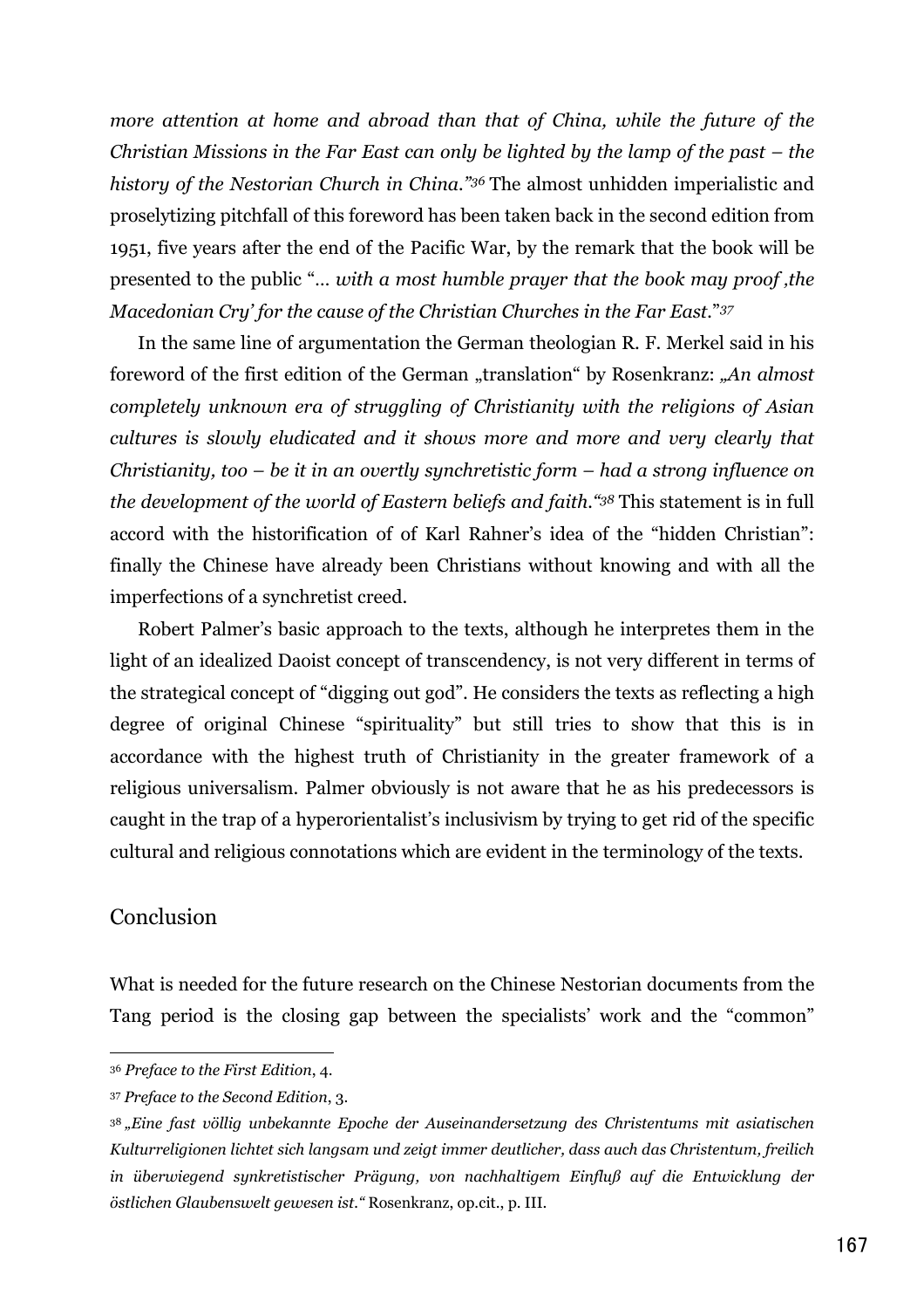*more attention at home and abroad than that of China, while the future of the Christian Missions in the Far East can only be lighted by the lamp of the past – the history of the Nestorian Church in China."*[36] The almost unhidden imperialistic and proselytizing pitchfall of this foreword has been taken back in the second edition from 1951, five years after the end of the Pacific War, by the remark that the book will be presented to the public "*... with a most humble prayer that the book may proof ,the Macedonian Cry' for the cause of the Christian Churches in the Far East.*"[37]

In the same line of argumentation the German theologian R. F. Merkel said in his foreword of the first edition of the German „translation" by Rosenkranz: *„An almost completely unknown era of struggling of Christianity with the religions of Asian cultures is slowly eludicated and it shows more and more and very clearly that Christianity, too – be it in an overtly synchretistic form – had a strong influence on the development of the world of Eastern beliefs and faith."*[38] This statement is in full accord with the historification of of Karl Rahner's idea of the "hidden Christian": finally the Chinese have already been Christians without knowing and with all the imperfections of a synchretist creed.

Robert Palmer's basic approach to the texts, although he interpretes them in the light of an idealized Daoist concept of transcendency, is not very different in terms of the strategical concept of "digging out god". He considers the texts as reflecting a high degree of original Chinese "spirituality" but still tries to show that this is in accordance with the highest truth of Christianity in the greater framework of a religious universalism. Palmer obviously is not aware that he as his predecessors is caught in the trap of a hyperorientalist's inclusivism by trying to get rid of the specific cultural and religious connotations which are evident in the terminology of the texts.

## Conclusion

What is needed for the future research on the Chinese Nestorian documents from the Tang period is the closing gap between the specialists' work and the "common"

---

[36] *Preface to the First Edition*, 4.

[37] *Preface to the Second Edition*, 3.

[38] *„Eine fast völlig unbekannte Epoche der Auseinandersetzung des Christentums mit asiatischen Kulturreligionen lichtet sich langsam und zeigt immer deutlicher, dass auch das Christentum, freilich in überwiegend synkretistischer Prägung, von nachhaltigem Einfluß auf die Entwicklung der östlichen Glaubenswelt gewesen ist."* Rosenkranz, op.cit., p. III.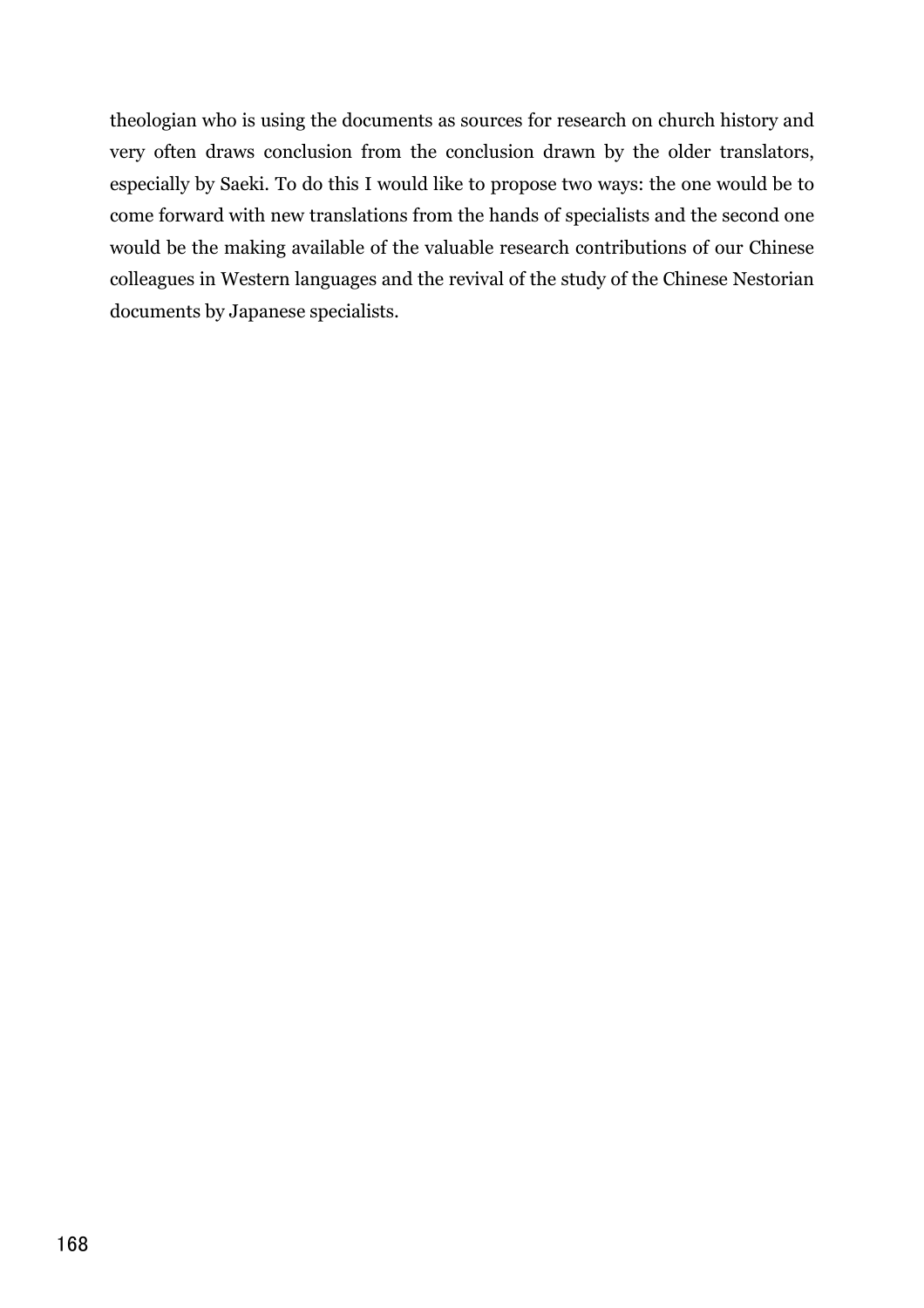theologian who is using the documents as sources for research on church history and very often draws conclusion from the conclusion drawn by the older translators, especially by Saeki. To do this I would like to propose two ways: the one would be to come forward with new translations from the hands of specialists and the second one would be the making available of the valuable research contributions of our Chinese colleagues in Western languages and the revival of the study of the Chinese Nestorian documents by Japanese specialists.